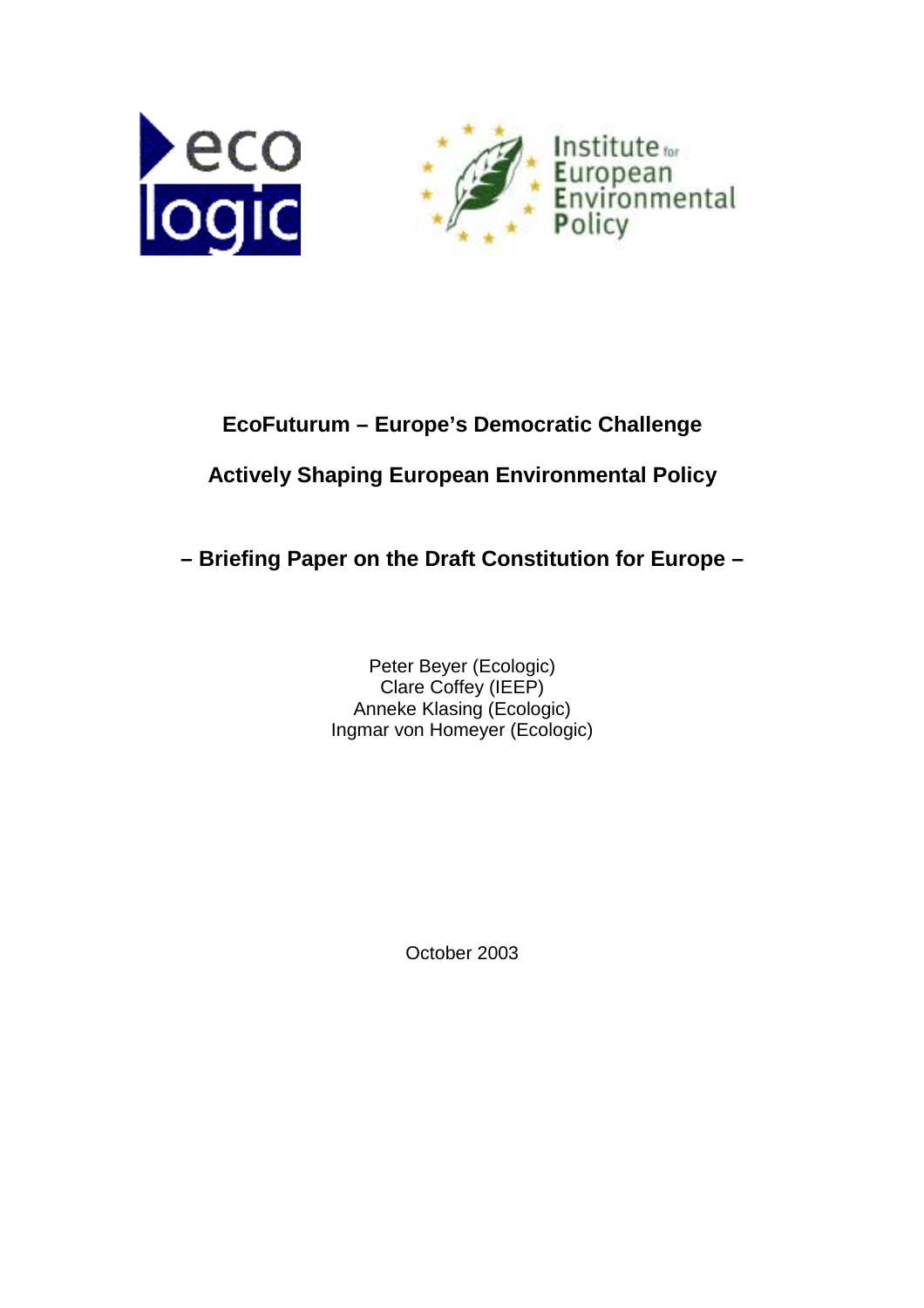# EcoFuturum – Europe's Democratic Challenge

## Actively Shaping European Environmental Policy

## – Briefing Paper on the Draft Constitution for Europe –

Peter Beyer (Ecologic)
Clare Coffey (IEEP)
Anneke Klasing (Ecologic)
Ingmar von Homeyer (Ecologic)

October 2003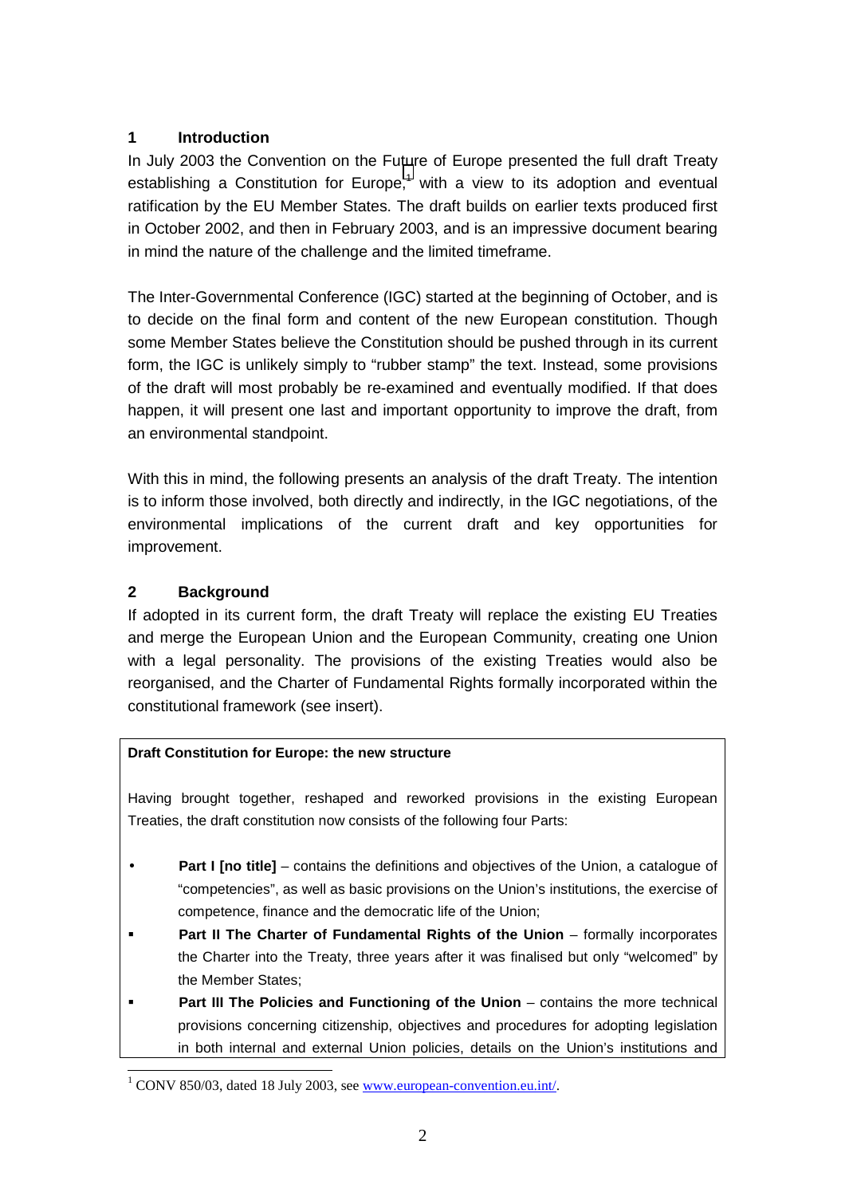## 1 Introduction

In July 2003 the Convention on the Future of Europe presented the full draft Treaty establishing a Constitution for Europe,[1] with a view to its adoption and eventual ratification by the EU Member States. The draft builds on earlier texts produced first in October 2002, and then in February 2003, and is an impressive document bearing in mind the nature of the challenge and the limited timeframe.

The Inter-Governmental Conference (IGC) started at the beginning of October, and is to decide on the final form and content of the new European constitution. Though some Member States believe the Constitution should be pushed through in its current form, the IGC is unlikely simply to "rubber stamp" the text. Instead, some provisions of the draft will most probably be re-examined and eventually modified. If that does happen, it will present one last and important opportunity to improve the draft, from an environmental standpoint.

With this in mind, the following presents an analysis of the draft Treaty. The intention is to inform those involved, both directly and indirectly, in the IGC negotiations, of the environmental implications of the current draft and key opportunities for improvement.

## 2 Background

If adopted in its current form, the draft Treaty will replace the existing EU Treaties and merge the European Union and the European Community, creating one Union with a legal personality. The provisions of the existing Treaties would also be reorganised, and the Charter of Fundamental Rights formally incorporated within the constitutional framework (see insert).

**Draft Constitution for Europe: the new structure**

Having brought together, reshaped and reworked provisions in the existing European Treaties, the draft constitution now consists of the following four Parts:

- **Part I [no title]** – contains the definitions and objectives of the Union, a catalogue of "competencies", as well as basic provisions on the Union's institutions, the exercise of competence, finance and the democratic life of the Union;
- **Part II The Charter of Fundamental Rights of the Union** – formally incorporates the Charter into the Treaty, three years after it was finalised but only "welcomed" by the Member States;
- **Part III The Policies and Functioning of the Union** – contains the more technical provisions concerning citizenship, objectives and procedures for adopting legislation in both internal and external Union policies, details on the Union's institutions and

[1] CONV 850/03, dated 18 July 2003, see www.european-convention.eu.int/.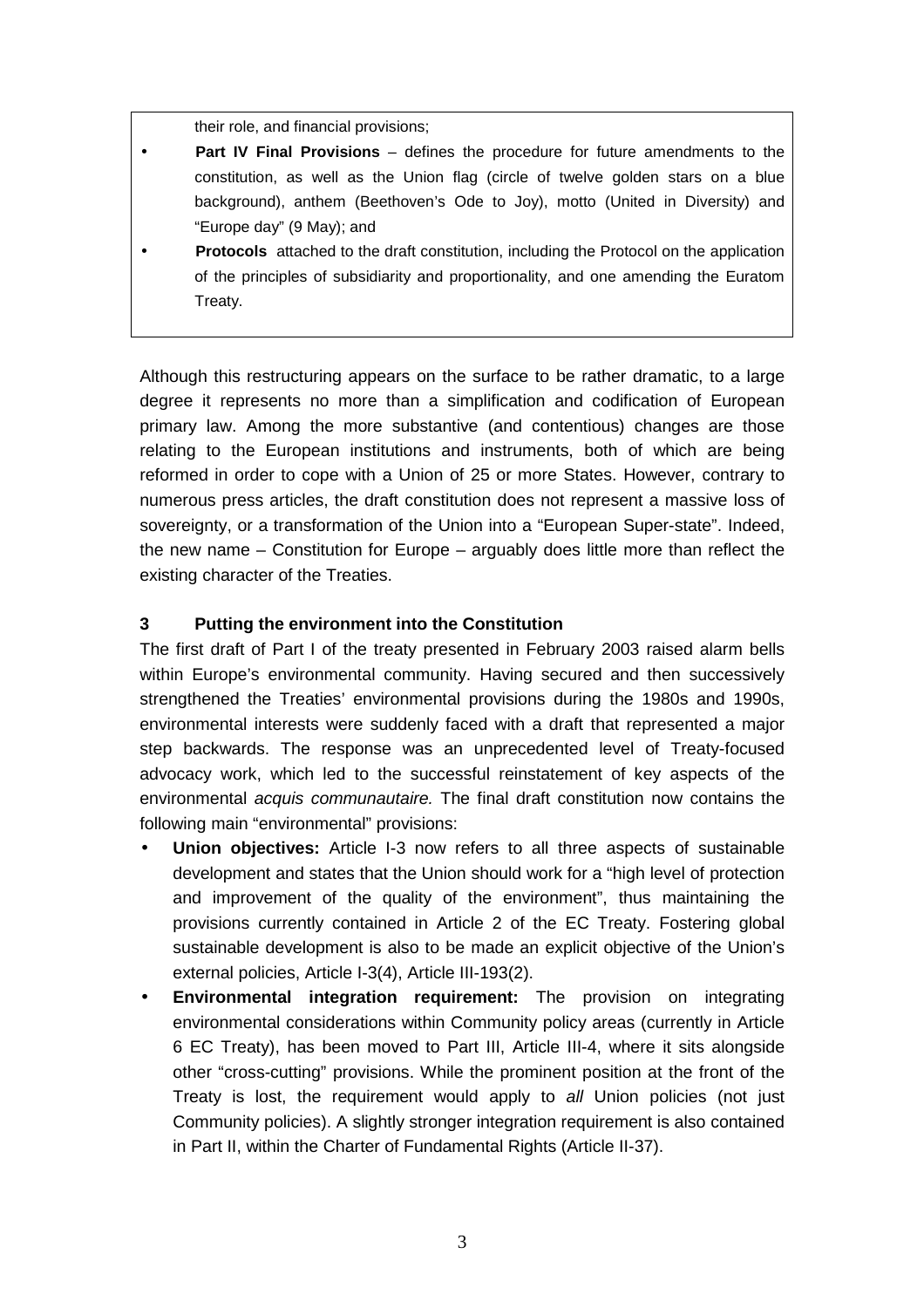their role, and financial provisions;

- **Part IV Final Provisions** – defines the procedure for future amendments to the constitution, as well as the Union flag (circle of twelve golden stars on a blue background), anthem (Beethoven's Ode to Joy), motto (United in Diversity) and "Europe day" (9 May); and
- **Protocols** attached to the draft constitution, including the Protocol on the application of the principles of subsidiarity and proportionality, and one amending the Euratom Treaty.

Although this restructuring appears on the surface to be rather dramatic, to a large degree it represents no more than a simplification and codification of European primary law. Among the more substantive (and contentious) changes are those relating to the European institutions and instruments, both of which are being reformed in order to cope with a Union of 25 or more States. However, contrary to numerous press articles, the draft constitution does not represent a massive loss of sovereignty, or a transformation of the Union into a "European Super-state". Indeed, the new name – Constitution for Europe – arguably does little more than reflect the existing character of the Treaties.

## 3 Putting the environment into the Constitution

The first draft of Part I of the treaty presented in February 2003 raised alarm bells within Europe's environmental community. Having secured and then successively strengthened the Treaties' environmental provisions during the 1980s and 1990s, environmental interests were suddenly faced with a draft that represented a major step backwards. The response was an unprecedented level of Treaty-focused advocacy work, which led to the successful reinstatement of key aspects of the environmental *acquis communautaire.* The final draft constitution now contains the following main "environmental" provisions:

- **Union objectives:** Article I-3 now refers to all three aspects of sustainable development and states that the Union should work for a "high level of protection and improvement of the quality of the environment", thus maintaining the provisions currently contained in Article 2 of the EC Treaty. Fostering global sustainable development is also to be made an explicit objective of the Union's external policies, Article I-3(4), Article III-193(2).
- **Environmental integration requirement:** The provision on integrating environmental considerations within Community policy areas (currently in Article 6 EC Treaty), has been moved to Part III, Article III-4, where it sits alongside other "cross-cutting" provisions. While the prominent position at the front of the Treaty is lost, the requirement would apply to *all* Union policies (not just Community policies). A slightly stronger integration requirement is also contained in Part II, within the Charter of Fundamental Rights (Article II-37).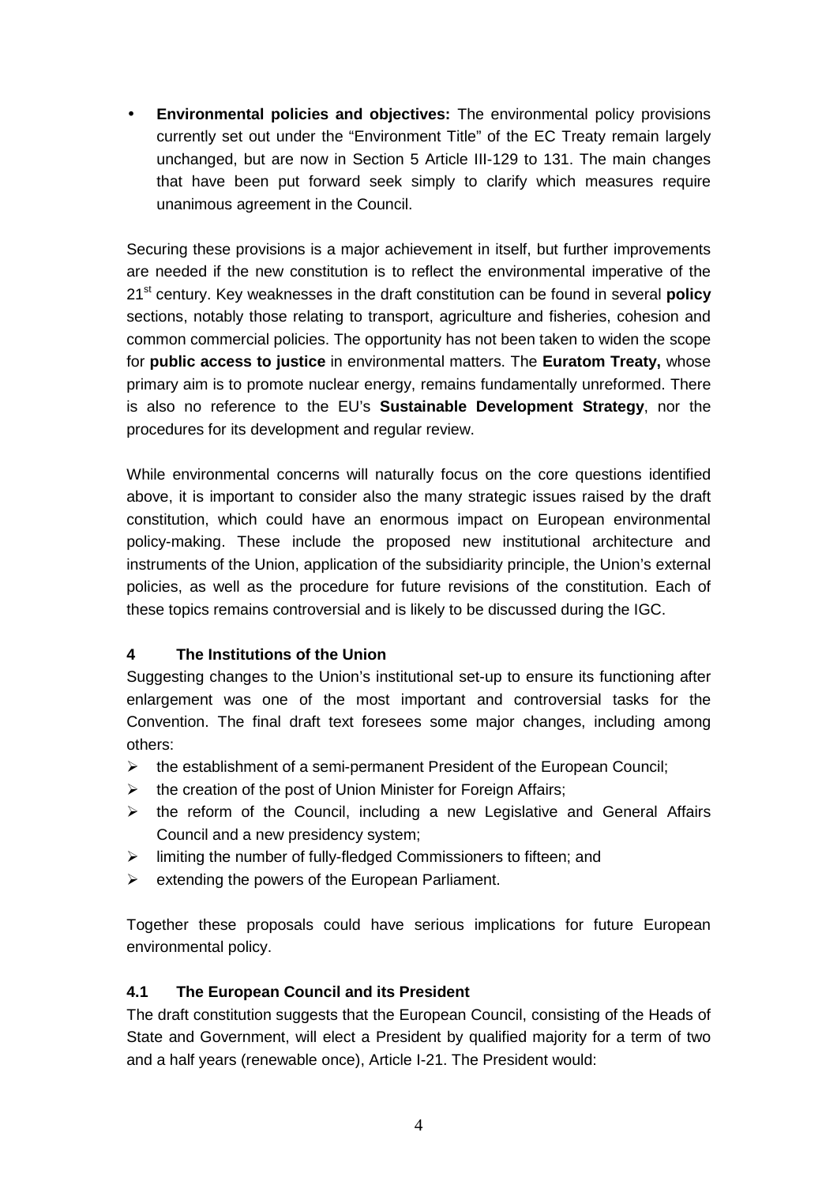- **Environmental policies and objectives:** The environmental policy provisions currently set out under the "Environment Title" of the EC Treaty remain largely unchanged, but are now in Section 5 Article III-129 to 131. The main changes that have been put forward seek simply to clarify which measures require unanimous agreement in the Council.

Securing these provisions is a major achievement in itself, but further improvements are needed if the new constitution is to reflect the environmental imperative of the 21st century. Key weaknesses in the draft constitution can be found in several **policy** sections, notably those relating to transport, agriculture and fisheries, cohesion and common commercial policies. The opportunity has not been taken to widen the scope for **public access to justice** in environmental matters. The **Euratom Treaty,** whose primary aim is to promote nuclear energy, remains fundamentally unreformed. There is also no reference to the EU's **Sustainable Development Strategy**, nor the procedures for its development and regular review.

While environmental concerns will naturally focus on the core questions identified above, it is important to consider also the many strategic issues raised by the draft constitution, which could have an enormous impact on European environmental policy-making. These include the proposed new institutional architecture and instruments of the Union, application of the subsidiarity principle, the Union's external policies, as well as the procedure for future revisions of the constitution. Each of these topics remains controversial and is likely to be discussed during the IGC.

## 4 The Institutions of the Union

Suggesting changes to the Union's institutional set-up to ensure its functioning after enlargement was one of the most important and controversial tasks for the Convention. The final draft text foresees some major changes, including among others:

- the establishment of a semi-permanent President of the European Council;
- the creation of the post of Union Minister for Foreign Affairs;
- the reform of the Council, including a new Legislative and General Affairs Council and a new presidency system;
- limiting the number of fully-fledged Commissioners to fifteen; and
- extending the powers of the European Parliament.

Together these proposals could have serious implications for future European environmental policy.

### 4.1 The European Council and its President

The draft constitution suggests that the European Council, consisting of the Heads of State and Government, will elect a President by qualified majority for a term of two and a half years (renewable once), Article I-21. The President would: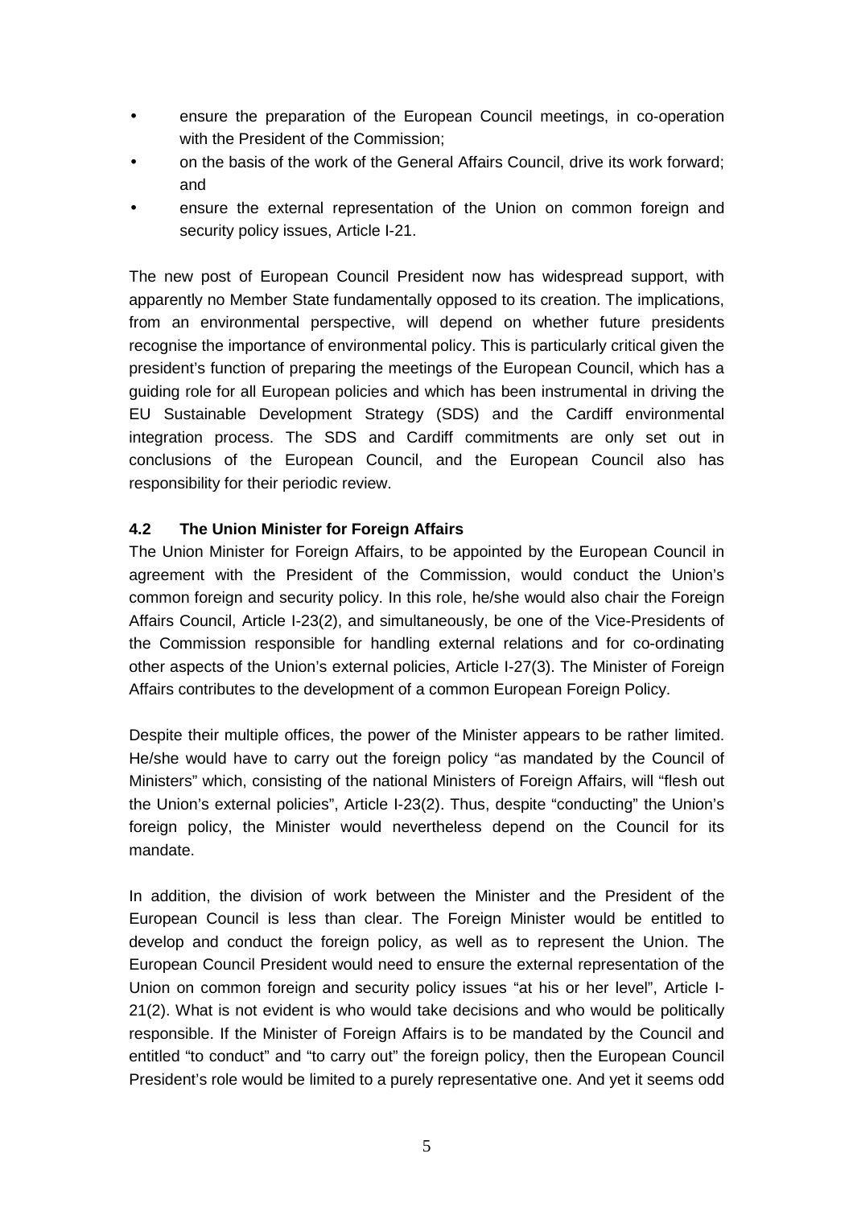- ensure the preparation of the European Council meetings, in co-operation with the President of the Commission;
- on the basis of the work of the General Affairs Council, drive its work forward; and
- ensure the external representation of the Union on common foreign and security policy issues, Article I-21.

The new post of European Council President now has widespread support, with apparently no Member State fundamentally opposed to its creation. The implications, from an environmental perspective, will depend on whether future presidents recognise the importance of environmental policy. This is particularly critical given the president's function of preparing the meetings of the European Council, which has a guiding role for all European policies and which has been instrumental in driving the EU Sustainable Development Strategy (SDS) and the Cardiff environmental integration process. The SDS and Cardiff commitments are only set out in conclusions of the European Council, and the European Council also has responsibility for their periodic review.

### 4.2 The Union Minister for Foreign Affairs

The Union Minister for Foreign Affairs, to be appointed by the European Council in agreement with the President of the Commission, would conduct the Union's common foreign and security policy. In this role, he/she would also chair the Foreign Affairs Council, Article I-23(2), and simultaneously, be one of the Vice-Presidents of the Commission responsible for handling external relations and for co-ordinating other aspects of the Union's external policies, Article I-27(3). The Minister of Foreign Affairs contributes to the development of a common European Foreign Policy.

Despite their multiple offices, the power of the Minister appears to be rather limited. He/she would have to carry out the foreign policy "as mandated by the Council of Ministers" which, consisting of the national Ministers of Foreign Affairs, will "flesh out the Union's external policies", Article I-23(2). Thus, despite "conducting" the Union's foreign policy, the Minister would nevertheless depend on the Council for its mandate.

In addition, the division of work between the Minister and the President of the European Council is less than clear. The Foreign Minister would be entitled to develop and conduct the foreign policy, as well as to represent the Union. The European Council President would need to ensure the external representation of the Union on common foreign and security policy issues "at his or her level", Article I-21(2). What is not evident is who would take decisions and who would be politically responsible. If the Minister of Foreign Affairs is to be mandated by the Council and entitled "to conduct" and "to carry out" the foreign policy, then the European Council President's role would be limited to a purely representative one. And yet it seems odd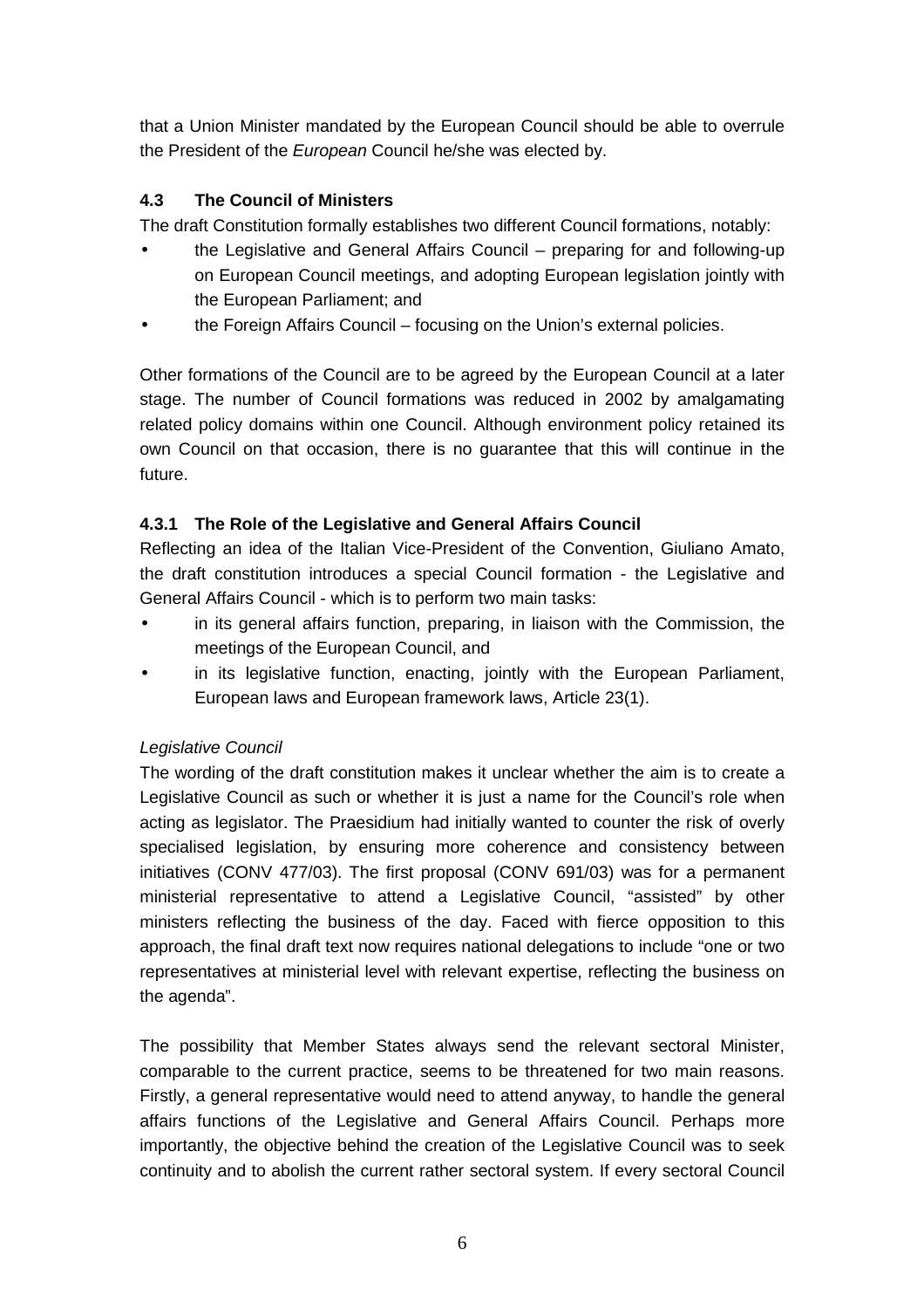that a Union Minister mandated by the European Council should be able to overrule the President of the *European* Council he/she was elected by.

### 4.3 The Council of Ministers

The draft Constitution formally establishes two different Council formations, notably:

- the Legislative and General Affairs Council – preparing for and following-up on European Council meetings, and adopting European legislation jointly with the European Parliament; and
- the Foreign Affairs Council – focusing on the Union's external policies.

Other formations of the Council are to be agreed by the European Council at a later stage. The number of Council formations was reduced in 2002 by amalgamating related policy domains within one Council. Although environment policy retained its own Council on that occasion, there is no guarantee that this will continue in the future.

#### 4.3.1 The Role of the Legislative and General Affairs Council

Reflecting an idea of the Italian Vice-President of the Convention, Giuliano Amato, the draft constitution introduces a special Council formation - the Legislative and General Affairs Council - which is to perform two main tasks:

- in its general affairs function, preparing, in liaison with the Commission, the meetings of the European Council, and
- in its legislative function, enacting, jointly with the European Parliament, European laws and European framework laws, Article 23(1).

*Legislative Council*

The wording of the draft constitution makes it unclear whether the aim is to create a Legislative Council as such or whether it is just a name for the Council's role when acting as legislator. The Praesidium had initially wanted to counter the risk of overly specialised legislation, by ensuring more coherence and consistency between initiatives (CONV 477/03). The first proposal (CONV 691/03) was for a permanent ministerial representative to attend a Legislative Council, "assisted" by other ministers reflecting the business of the day. Faced with fierce opposition to this approach, the final draft text now requires national delegations to include "one or two representatives at ministerial level with relevant expertise, reflecting the business on the agenda".

The possibility that Member States always send the relevant sectoral Minister, comparable to the current practice, seems to be threatened for two main reasons. Firstly, a general representative would need to attend anyway, to handle the general affairs functions of the Legislative and General Affairs Council. Perhaps more importantly, the objective behind the creation of the Legislative Council was to seek continuity and to abolish the current rather sectoral system. If every sectoral Council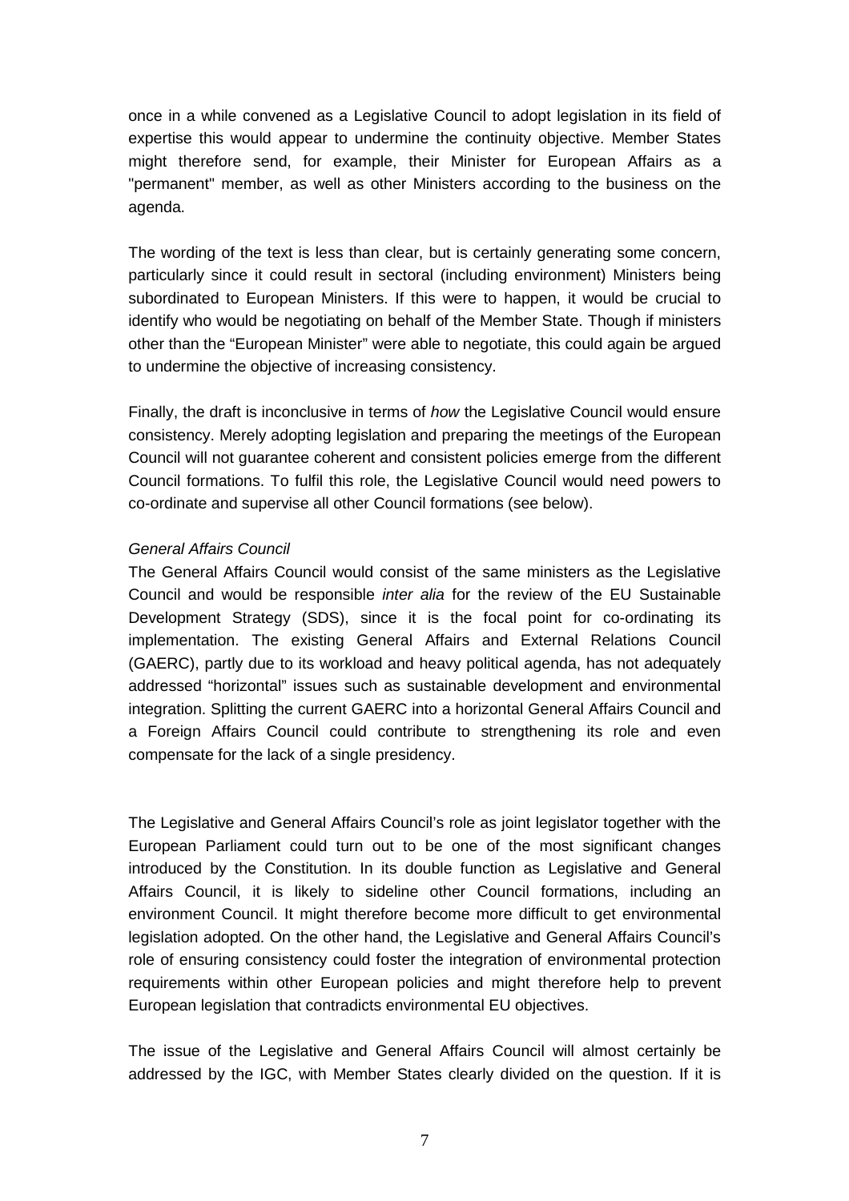once in a while convened as a Legislative Council to adopt legislation in its field of expertise this would appear to undermine the continuity objective. Member States might therefore send, for example, their Minister for European Affairs as a "permanent" member, as well as other Ministers according to the business on the agenda.

The wording of the text is less than clear, but is certainly generating some concern, particularly since it could result in sectoral (including environment) Ministers being subordinated to European Ministers. If this were to happen, it would be crucial to identify who would be negotiating on behalf of the Member State. Though if ministers other than the "European Minister" were able to negotiate, this could again be argued to undermine the objective of increasing consistency.

Finally, the draft is inconclusive in terms of *how* the Legislative Council would ensure consistency. Merely adopting legislation and preparing the meetings of the European Council will not guarantee coherent and consistent policies emerge from the different Council formations. To fulfil this role, the Legislative Council would need powers to co-ordinate and supervise all other Council formations (see below).

*General Affairs Council*

The General Affairs Council would consist of the same ministers as the Legislative Council and would be responsible *inter alia* for the review of the EU Sustainable Development Strategy (SDS), since it is the focal point for co-ordinating its implementation. The existing General Affairs and External Relations Council (GAERC), partly due to its workload and heavy political agenda, has not adequately addressed "horizontal" issues such as sustainable development and environmental integration. Splitting the current GAERC into a horizontal General Affairs Council and a Foreign Affairs Council could contribute to strengthening its role and even compensate for the lack of a single presidency.

The Legislative and General Affairs Council's role as joint legislator together with the European Parliament could turn out to be one of the most significant changes introduced by the Constitution. In its double function as Legislative and General Affairs Council, it is likely to sideline other Council formations, including an environment Council. It might therefore become more difficult to get environmental legislation adopted. On the other hand, the Legislative and General Affairs Council's role of ensuring consistency could foster the integration of environmental protection requirements within other European policies and might therefore help to prevent European legislation that contradicts environmental EU objectives.

The issue of the Legislative and General Affairs Council will almost certainly be addressed by the IGC, with Member States clearly divided on the question. If it is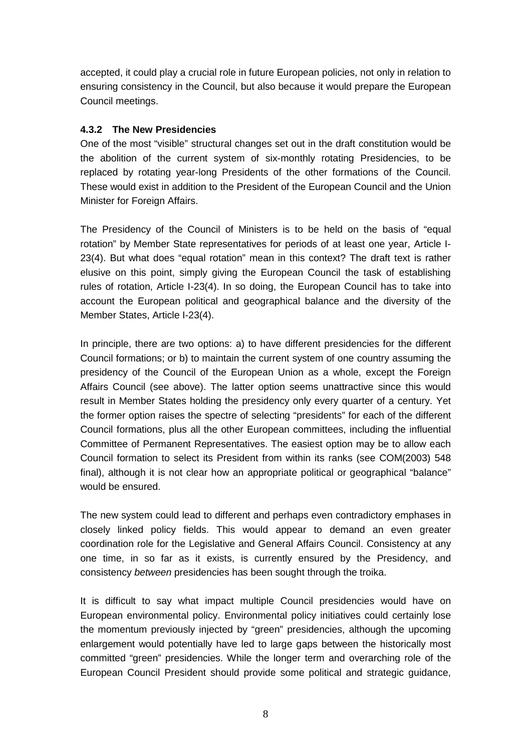accepted, it could play a crucial role in future European policies, not only in relation to ensuring consistency in the Council, but also because it would prepare the European Council meetings.

#### 4.3.2 The New Presidencies

One of the most "visible" structural changes set out in the draft constitution would be the abolition of the current system of six-monthly rotating Presidencies, to be replaced by rotating year-long Presidents of the other formations of the Council. These would exist in addition to the President of the European Council and the Union Minister for Foreign Affairs.

The Presidency of the Council of Ministers is to be held on the basis of "equal rotation" by Member State representatives for periods of at least one year, Article I-23(4). But what does "equal rotation" mean in this context? The draft text is rather elusive on this point, simply giving the European Council the task of establishing rules of rotation, Article I-23(4). In so doing, the European Council has to take into account the European political and geographical balance and the diversity of the Member States, Article I-23(4).

In principle, there are two options: a) to have different presidencies for the different Council formations; or b) to maintain the current system of one country assuming the presidency of the Council of the European Union as a whole, except the Foreign Affairs Council (see above). The latter option seems unattractive since this would result in Member States holding the presidency only every quarter of a century. Yet the former option raises the spectre of selecting "presidents" for each of the different Council formations, plus all the other European committees, including the influential Committee of Permanent Representatives. The easiest option may be to allow each Council formation to select its President from within its ranks (see COM(2003) 548 final), although it is not clear how an appropriate political or geographical "balance" would be ensured.

The new system could lead to different and perhaps even contradictory emphases in closely linked policy fields. This would appear to demand an even greater coordination role for the Legislative and General Affairs Council. Consistency at any one time, in so far as it exists, is currently ensured by the Presidency, and consistency *between* presidencies has been sought through the troika.

It is difficult to say what impact multiple Council presidencies would have on European environmental policy. Environmental policy initiatives could certainly lose the momentum previously injected by "green" presidencies, although the upcoming enlargement would potentially have led to large gaps between the historically most committed "green" presidencies. While the longer term and overarching role of the European Council President should provide some political and strategic guidance,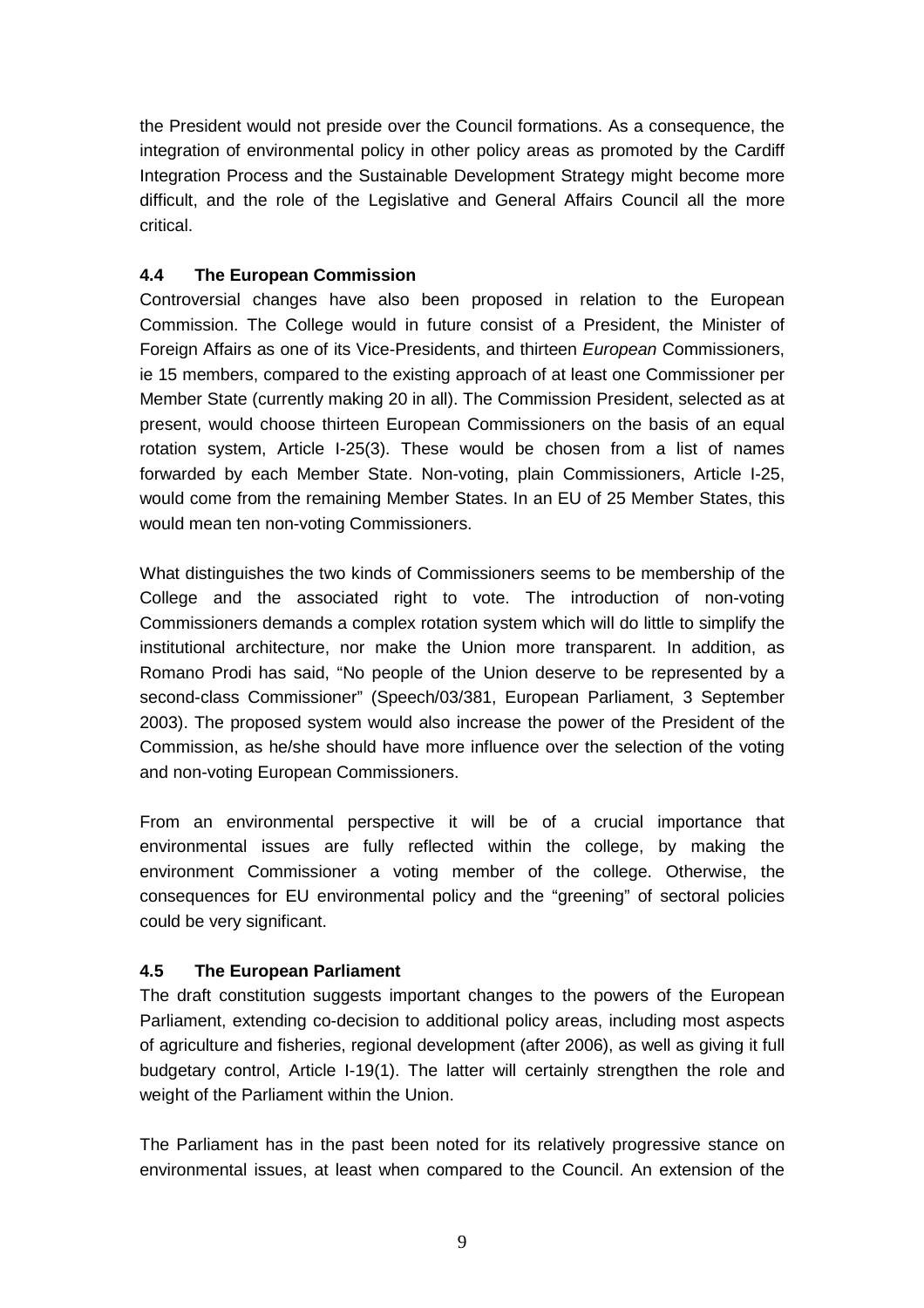the President would not preside over the Council formations. As a consequence, the integration of environmental policy in other policy areas as promoted by the Cardiff Integration Process and the Sustainable Development Strategy might become more difficult, and the role of the Legislative and General Affairs Council all the more critical.

### 4.4 The European Commission

Controversial changes have also been proposed in relation to the European Commission. The College would in future consist of a President, the Minister of Foreign Affairs as one of its Vice-Presidents, and thirteen *European* Commissioners, ie 15 members, compared to the existing approach of at least one Commissioner per Member State (currently making 20 in all). The Commission President, selected as at present, would choose thirteen European Commissioners on the basis of an equal rotation system, Article I-25(3). These would be chosen from a list of names forwarded by each Member State. Non-voting, plain Commissioners, Article I-25, would come from the remaining Member States. In an EU of 25 Member States, this would mean ten non-voting Commissioners.

What distinguishes the two kinds of Commissioners seems to be membership of the College and the associated right to vote. The introduction of non-voting Commissioners demands a complex rotation system which will do little to simplify the institutional architecture, nor make the Union more transparent. In addition, as Romano Prodi has said, "No people of the Union deserve to be represented by a second-class Commissioner" (Speech/03/381, European Parliament, 3 September 2003). The proposed system would also increase the power of the President of the Commission, as he/she should have more influence over the selection of the voting and non-voting European Commissioners.

From an environmental perspective it will be of a crucial importance that environmental issues are fully reflected within the college, by making the environment Commissioner a voting member of the college. Otherwise, the consequences for EU environmental policy and the "greening" of sectoral policies could be very significant.

### 4.5 The European Parliament

The draft constitution suggests important changes to the powers of the European Parliament, extending co-decision to additional policy areas, including most aspects of agriculture and fisheries, regional development (after 2006), as well as giving it full budgetary control, Article I-19(1). The latter will certainly strengthen the role and weight of the Parliament within the Union.

The Parliament has in the past been noted for its relatively progressive stance on environmental issues, at least when compared to the Council. An extension of the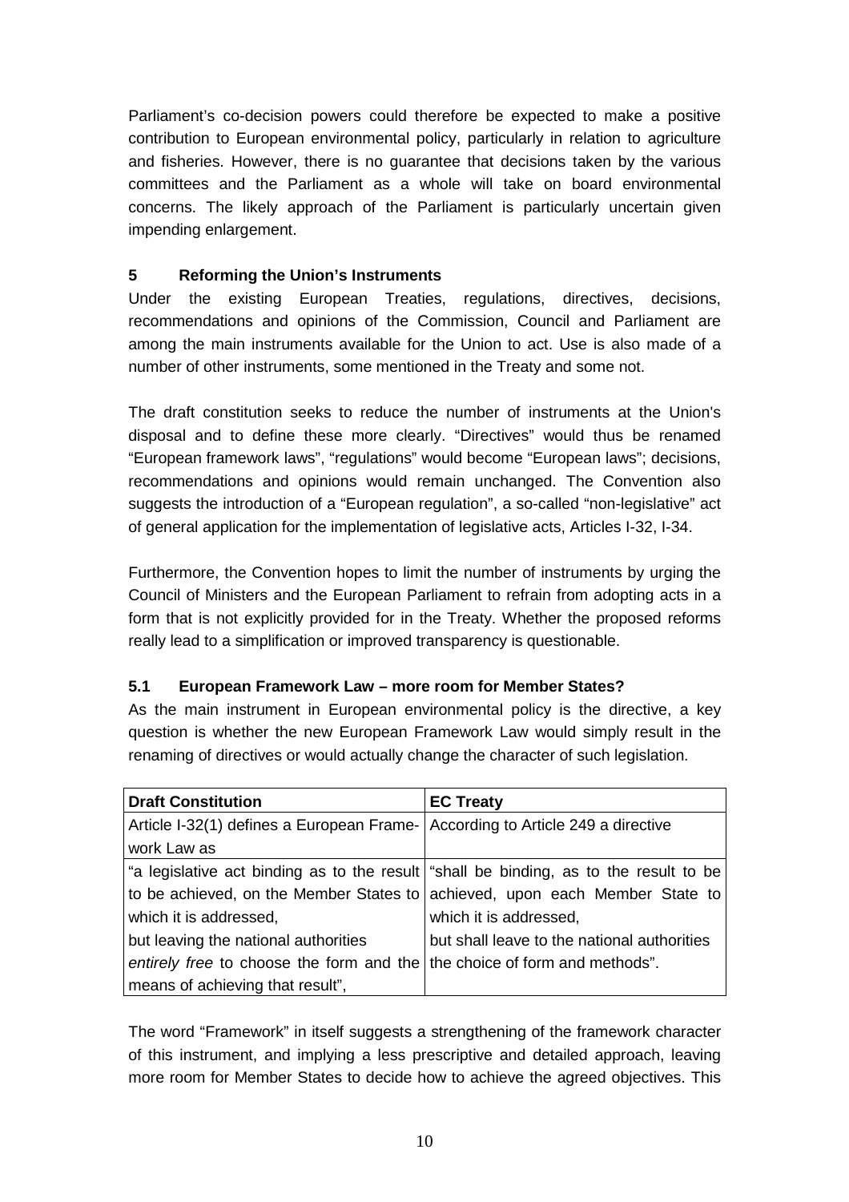Parliament's co-decision powers could therefore be expected to make a positive contribution to European environmental policy, particularly in relation to agriculture and fisheries. However, there is no guarantee that decisions taken by the various committees and the Parliament as a whole will take on board environmental concerns. The likely approach of the Parliament is particularly uncertain given impending enlargement.

## 5 Reforming the Union's Instruments

Under the existing European Treaties, regulations, directives, decisions, recommendations and opinions of the Commission, Council and Parliament are among the main instruments available for the Union to act. Use is also made of a number of other instruments, some mentioned in the Treaty and some not.

The draft constitution seeks to reduce the number of instruments at the Union's disposal and to define these more clearly. "Directives" would thus be renamed "European framework laws", "regulations" would become "European laws"; decisions, recommendations and opinions would remain unchanged. The Convention also suggests the introduction of a "European regulation", a so-called "non-legislative" act of general application for the implementation of legislative acts, Articles I-32, I-34.

Furthermore, the Convention hopes to limit the number of instruments by urging the Council of Ministers and the European Parliament to refrain from adopting acts in a form that is not explicitly provided for in the Treaty. Whether the proposed reforms really lead to a simplification or improved transparency is questionable.

### 5.1 European Framework Law – more room for Member States?

As the main instrument in European environmental policy is the directive, a key question is whether the new European Framework Law would simply result in the renaming of directives or would actually change the character of such legislation.

| **Draft Constitution** | **EC Treaty** |
|---|---|
| Article I-32(1) defines a European Framework Law as | According to Article 249 a directive |
| "a legislative act binding as to the result to be achieved, on the Member States to which it is addressed, but leaving the national authorities *entirely free* to choose the form and the means of achieving that result", | "shall be binding, as to the result to be achieved, upon each Member State to which it is addressed, but shall leave to the national authorities the choice of form and methods". |

The word "Framework" in itself suggests a strengthening of the framework character of this instrument, and implying a less prescriptive and detailed approach, leaving more room for Member States to decide how to achieve the agreed objectives. This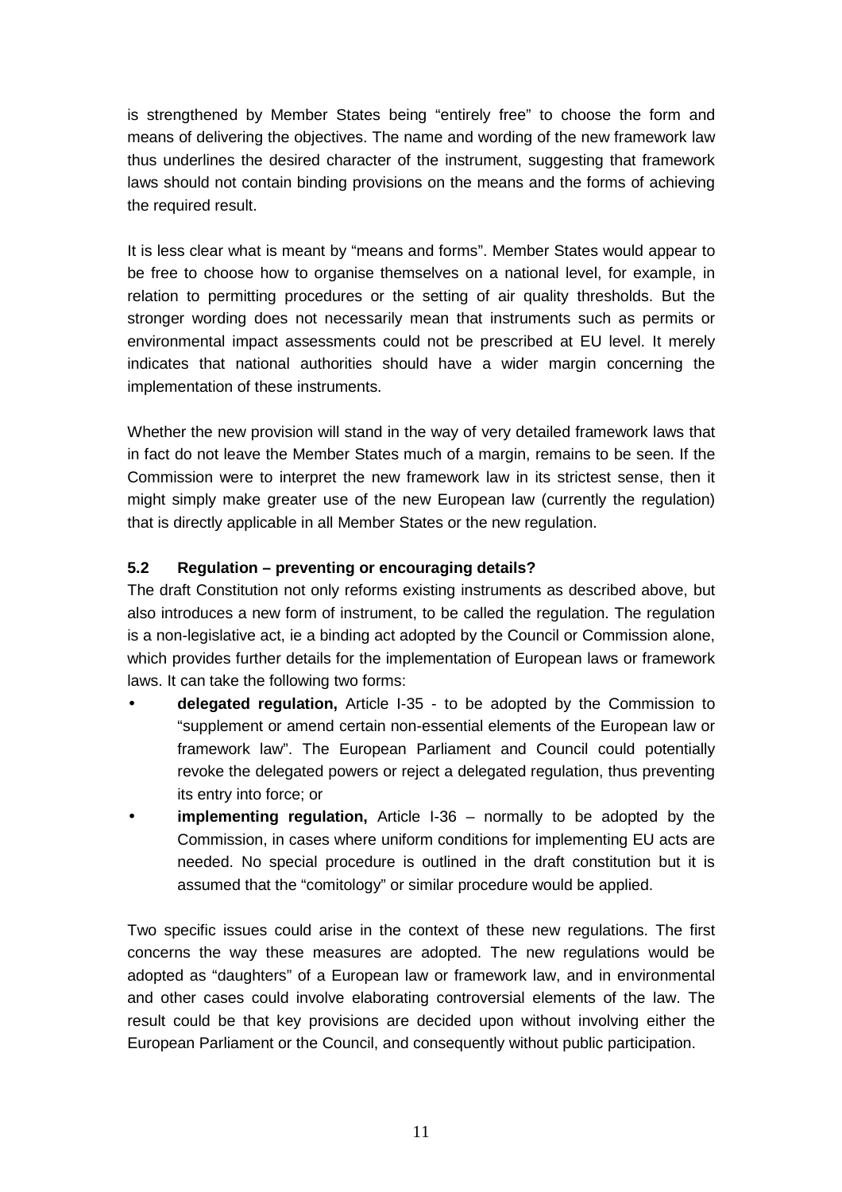is strengthened by Member States being "entirely free" to choose the form and means of delivering the objectives. The name and wording of the new framework law thus underlines the desired character of the instrument, suggesting that framework laws should not contain binding provisions on the means and the forms of achieving the required result.

It is less clear what is meant by "means and forms". Member States would appear to be free to choose how to organise themselves on a national level, for example, in relation to permitting procedures or the setting of air quality thresholds. But the stronger wording does not necessarily mean that instruments such as permits or environmental impact assessments could not be prescribed at EU level. It merely indicates that national authorities should have a wider margin concerning the implementation of these instruments.

Whether the new provision will stand in the way of very detailed framework laws that in fact do not leave the Member States much of a margin, remains to be seen. If the Commission were to interpret the new framework law in its strictest sense, then it might simply make greater use of the new European law (currently the regulation) that is directly applicable in all Member States or the new regulation.

### 5.2 Regulation – preventing or encouraging details?

The draft Constitution not only reforms existing instruments as described above, but also introduces a new form of instrument, to be called the regulation. The regulation is a non-legislative act, ie a binding act adopted by the Council or Commission alone, which provides further details for the implementation of European laws or framework laws. It can take the following two forms:

- **delegated regulation,** Article I-35 - to be adopted by the Commission to "supplement or amend certain non-essential elements of the European law or framework law". The European Parliament and Council could potentially revoke the delegated powers or reject a delegated regulation, thus preventing its entry into force; or
- **implementing regulation,** Article I-36 – normally to be adopted by the Commission, in cases where uniform conditions for implementing EU acts are needed. No special procedure is outlined in the draft constitution but it is assumed that the "comitology" or similar procedure would be applied.

Two specific issues could arise in the context of these new regulations. The first concerns the way these measures are adopted. The new regulations would be adopted as "daughters" of a European law or framework law, and in environmental and other cases could involve elaborating controversial elements of the law. The result could be that key provisions are decided upon without involving either the European Parliament or the Council, and consequently without public participation.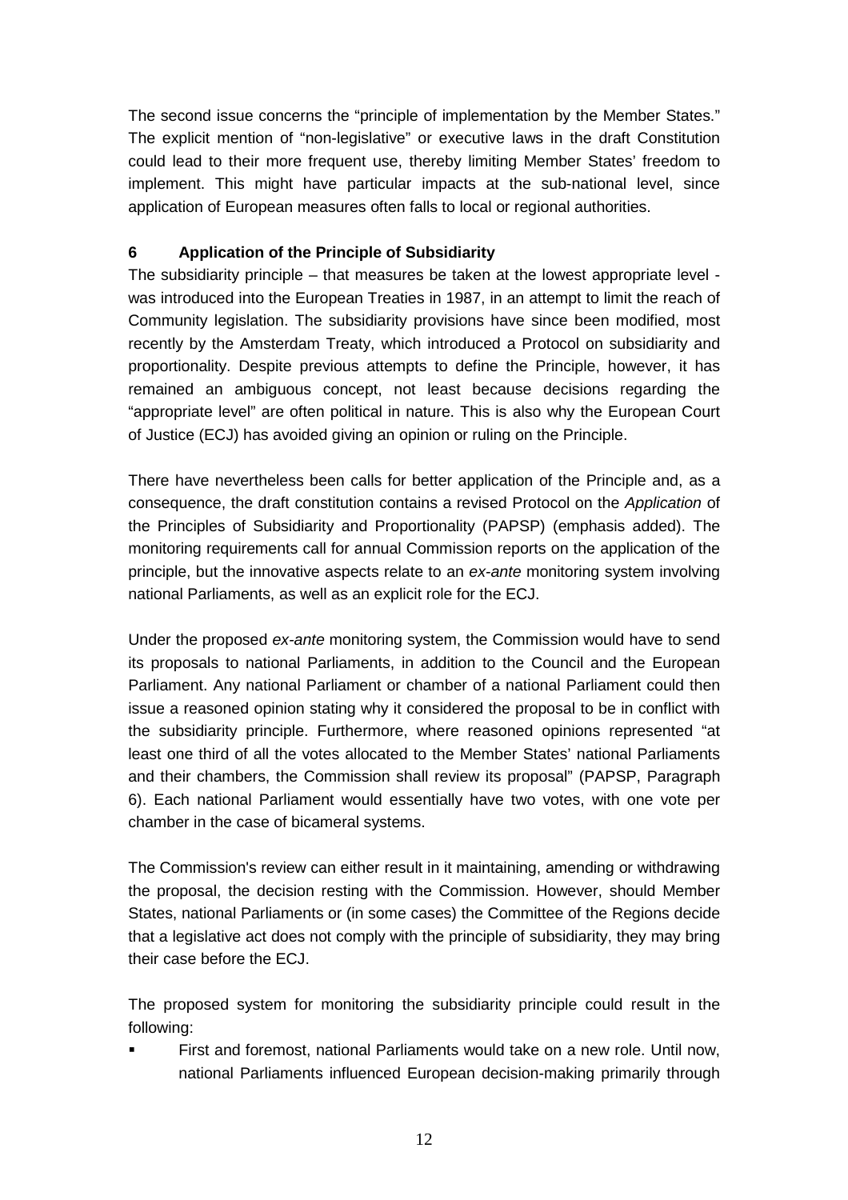The second issue concerns the "principle of implementation by the Member States." The explicit mention of "non-legislative" or executive laws in the draft Constitution could lead to their more frequent use, thereby limiting Member States' freedom to implement. This might have particular impacts at the sub-national level, since application of European measures often falls to local or regional authorities.

## 6 Application of the Principle of Subsidiarity

The subsidiarity principle – that measures be taken at the lowest appropriate level - was introduced into the European Treaties in 1987, in an attempt to limit the reach of Community legislation. The subsidiarity provisions have since been modified, most recently by the Amsterdam Treaty, which introduced a Protocol on subsidiarity and proportionality. Despite previous attempts to define the Principle, however, it has remained an ambiguous concept, not least because decisions regarding the "appropriate level" are often political in nature. This is also why the European Court of Justice (ECJ) has avoided giving an opinion or ruling on the Principle.

There have nevertheless been calls for better application of the Principle and, as a consequence, the draft constitution contains a revised Protocol on the *Application* of the Principles of Subsidiarity and Proportionality (PAPSP) (emphasis added). The monitoring requirements call for annual Commission reports on the application of the principle, but the innovative aspects relate to an *ex-ante* monitoring system involving national Parliaments, as well as an explicit role for the ECJ.

Under the proposed *ex-ante* monitoring system, the Commission would have to send its proposals to national Parliaments, in addition to the Council and the European Parliament. Any national Parliament or chamber of a national Parliament could then issue a reasoned opinion stating why it considered the proposal to be in conflict with the subsidiarity principle. Furthermore, where reasoned opinions represented "at least one third of all the votes allocated to the Member States' national Parliaments and their chambers, the Commission shall review its proposal" (PAPSP, Paragraph 6). Each national Parliament would essentially have two votes, with one vote per chamber in the case of bicameral systems.

The Commission's review can either result in it maintaining, amending or withdrawing the proposal, the decision resting with the Commission. However, should Member States, national Parliaments or (in some cases) the Committee of the Regions decide that a legislative act does not comply with the principle of subsidiarity, they may bring their case before the ECJ.

The proposed system for monitoring the subsidiarity principle could result in the following:

- First and foremost, national Parliaments would take on a new role. Until now, national Parliaments influenced European decision-making primarily through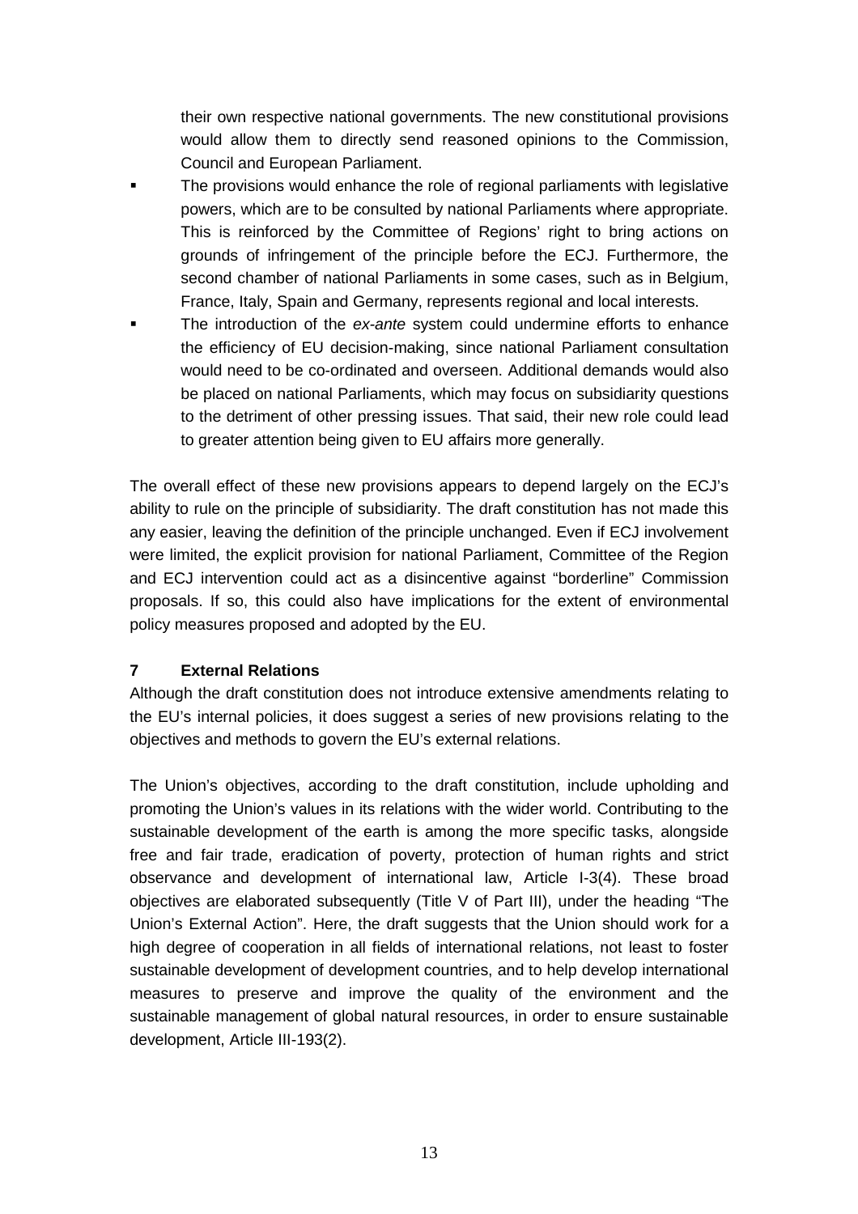their own respective national governments. The new constitutional provisions would allow them to directly send reasoned opinions to the Commission, Council and European Parliament.

- The provisions would enhance the role of regional parliaments with legislative powers, which are to be consulted by national Parliaments where appropriate. This is reinforced by the Committee of Regions' right to bring actions on grounds of infringement of the principle before the ECJ. Furthermore, the second chamber of national Parliaments in some cases, such as in Belgium, France, Italy, Spain and Germany, represents regional and local interests.
- The introduction of the *ex-ante* system could undermine efforts to enhance the efficiency of EU decision-making, since national Parliament consultation would need to be co-ordinated and overseen. Additional demands would also be placed on national Parliaments, which may focus on subsidiarity questions to the detriment of other pressing issues. That said, their new role could lead to greater attention being given to EU affairs more generally.

The overall effect of these new provisions appears to depend largely on the ECJ's ability to rule on the principle of subsidiarity. The draft constitution has not made this any easier, leaving the definition of the principle unchanged. Even if ECJ involvement were limited, the explicit provision for national Parliament, Committee of the Region and ECJ intervention could act as a disincentive against "borderline" Commission proposals. If so, this could also have implications for the extent of environmental policy measures proposed and adopted by the EU.

## 7 External Relations

Although the draft constitution does not introduce extensive amendments relating to the EU's internal policies, it does suggest a series of new provisions relating to the objectives and methods to govern the EU's external relations.

The Union's objectives, according to the draft constitution, include upholding and promoting the Union's values in its relations with the wider world. Contributing to the sustainable development of the earth is among the more specific tasks, alongside free and fair trade, eradication of poverty, protection of human rights and strict observance and development of international law, Article I-3(4). These broad objectives are elaborated subsequently (Title V of Part III), under the heading "The Union's External Action". Here, the draft suggests that the Union should work for a high degree of cooperation in all fields of international relations, not least to foster sustainable development of development countries, and to help develop international measures to preserve and improve the quality of the environment and the sustainable management of global natural resources, in order to ensure sustainable development, Article III-193(2).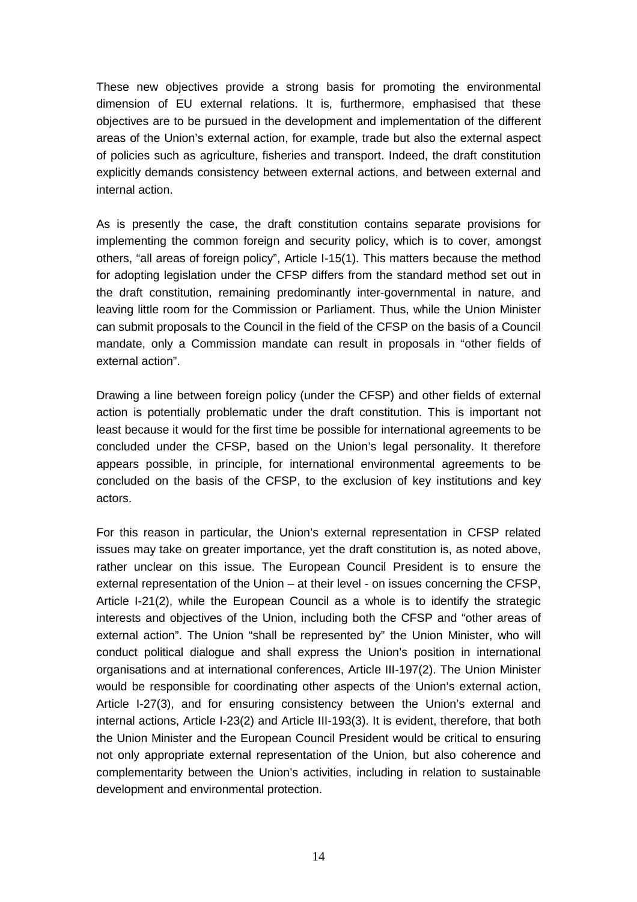These new objectives provide a strong basis for promoting the environmental dimension of EU external relations. It is, furthermore, emphasised that these objectives are to be pursued in the development and implementation of the different areas of the Union's external action, for example, trade but also the external aspect of policies such as agriculture, fisheries and transport. Indeed, the draft constitution explicitly demands consistency between external actions, and between external and internal action.

As is presently the case, the draft constitution contains separate provisions for implementing the common foreign and security policy, which is to cover, amongst others, "all areas of foreign policy", Article I-15(1). This matters because the method for adopting legislation under the CFSP differs from the standard method set out in the draft constitution, remaining predominantly inter-governmental in nature, and leaving little room for the Commission or Parliament. Thus, while the Union Minister can submit proposals to the Council in the field of the CFSP on the basis of a Council mandate, only a Commission mandate can result in proposals in "other fields of external action".

Drawing a line between foreign policy (under the CFSP) and other fields of external action is potentially problematic under the draft constitution. This is important not least because it would for the first time be possible for international agreements to be concluded under the CFSP, based on the Union's legal personality. It therefore appears possible, in principle, for international environmental agreements to be concluded on the basis of the CFSP, to the exclusion of key institutions and key actors.

For this reason in particular, the Union's external representation in CFSP related issues may take on greater importance, yet the draft constitution is, as noted above, rather unclear on this issue. The European Council President is to ensure the external representation of the Union – at their level - on issues concerning the CFSP, Article I-21(2), while the European Council as a whole is to identify the strategic interests and objectives of the Union, including both the CFSP and "other areas of external action". The Union "shall be represented by" the Union Minister, who will conduct political dialogue and shall express the Union's position in international organisations and at international conferences, Article III-197(2). The Union Minister would be responsible for coordinating other aspects of the Union's external action, Article I-27(3), and for ensuring consistency between the Union's external and internal actions, Article I-23(2) and Article III-193(3). It is evident, therefore, that both the Union Minister and the European Council President would be critical to ensuring not only appropriate external representation of the Union, but also coherence and complementarity between the Union's activities, including in relation to sustainable development and environmental protection.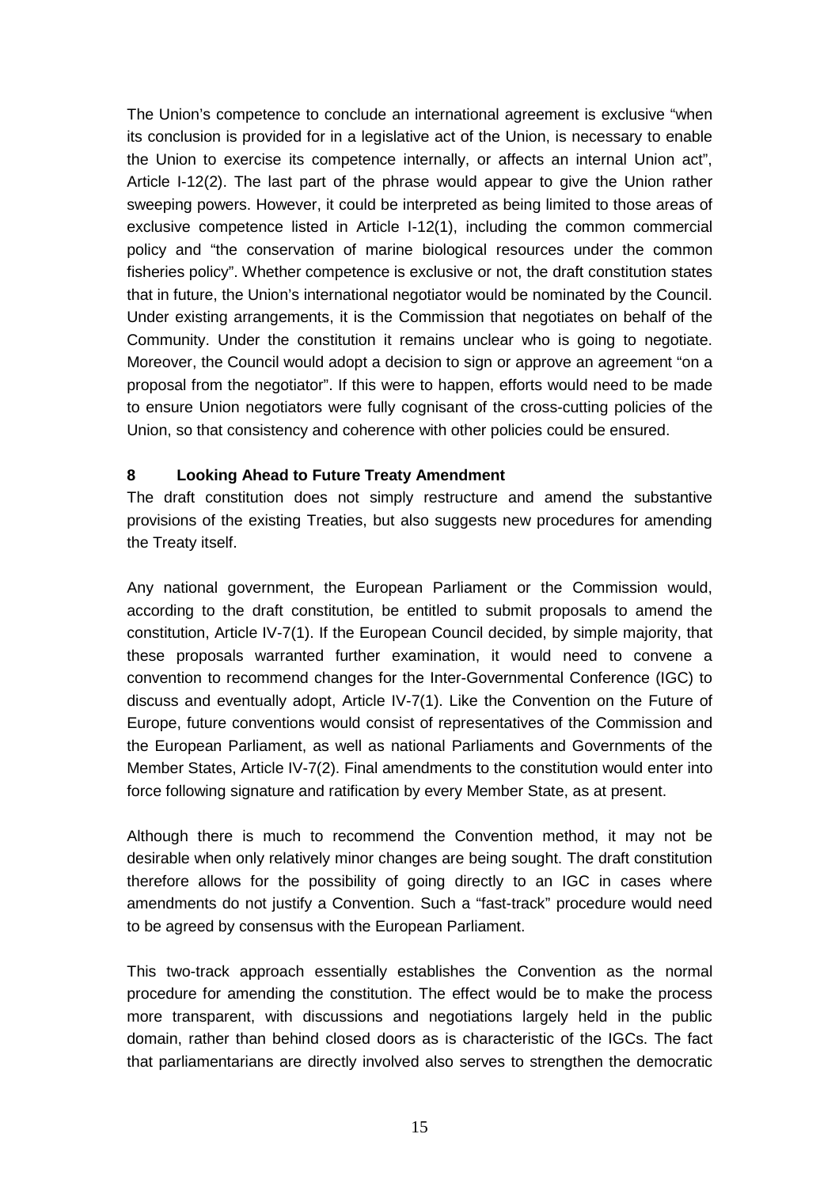The Union's competence to conclude an international agreement is exclusive "when its conclusion is provided for in a legislative act of the Union, is necessary to enable the Union to exercise its competence internally, or affects an internal Union act", Article I-12(2). The last part of the phrase would appear to give the Union rather sweeping powers. However, it could be interpreted as being limited to those areas of exclusive competence listed in Article I-12(1), including the common commercial policy and "the conservation of marine biological resources under the common fisheries policy". Whether competence is exclusive or not, the draft constitution states that in future, the Union's international negotiator would be nominated by the Council. Under existing arrangements, it is the Commission that negotiates on behalf of the Community. Under the constitution it remains unclear who is going to negotiate. Moreover, the Council would adopt a decision to sign or approve an agreement "on a proposal from the negotiator". If this were to happen, efforts would need to be made to ensure Union negotiators were fully cognisant of the cross-cutting policies of the Union, so that consistency and coherence with other policies could be ensured.

## 8 Looking Ahead to Future Treaty Amendment

The draft constitution does not simply restructure and amend the substantive provisions of the existing Treaties, but also suggests new procedures for amending the Treaty itself.

Any national government, the European Parliament or the Commission would, according to the draft constitution, be entitled to submit proposals to amend the constitution, Article IV-7(1). If the European Council decided, by simple majority, that these proposals warranted further examination, it would need to convene a convention to recommend changes for the Inter-Governmental Conference (IGC) to discuss and eventually adopt, Article IV-7(1). Like the Convention on the Future of Europe, future conventions would consist of representatives of the Commission and the European Parliament, as well as national Parliaments and Governments of the Member States, Article IV-7(2). Final amendments to the constitution would enter into force following signature and ratification by every Member State, as at present.

Although there is much to recommend the Convention method, it may not be desirable when only relatively minor changes are being sought. The draft constitution therefore allows for the possibility of going directly to an IGC in cases where amendments do not justify a Convention. Such a "fast-track" procedure would need to be agreed by consensus with the European Parliament.

This two-track approach essentially establishes the Convention as the normal procedure for amending the constitution. The effect would be to make the process more transparent, with discussions and negotiations largely held in the public domain, rather than behind closed doors as is characteristic of the IGCs. The fact that parliamentarians are directly involved also serves to strengthen the democratic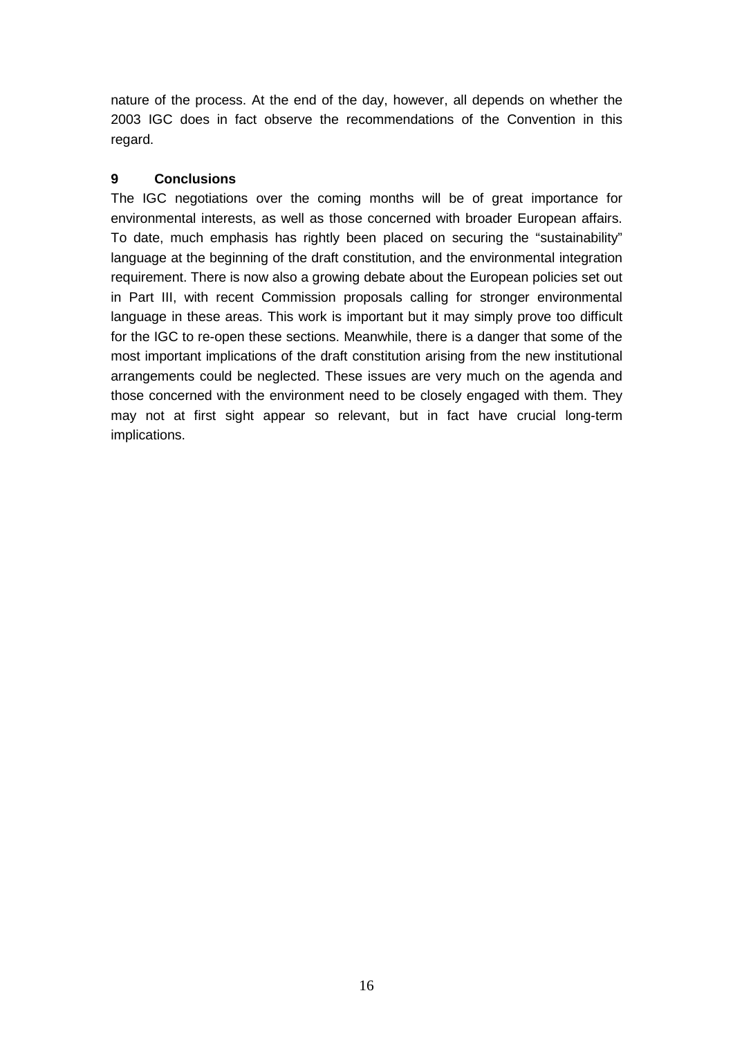nature of the process. At the end of the day, however, all depends on whether the 2003 IGC does in fact observe the recommendations of the Convention in this regard.

## 9 Conclusions

The IGC negotiations over the coming months will be of great importance for environmental interests, as well as those concerned with broader European affairs. To date, much emphasis has rightly been placed on securing the "sustainability" language at the beginning of the draft constitution, and the environmental integration requirement. There is now also a growing debate about the European policies set out in Part III, with recent Commission proposals calling for stronger environmental language in these areas. This work is important but it may simply prove too difficult for the IGC to re-open these sections. Meanwhile, there is a danger that some of the most important implications of the draft constitution arising from the new institutional arrangements could be neglected. These issues are very much on the agenda and those concerned with the environment need to be closely engaged with them. They may not at first sight appear so relevant, but in fact have crucial long-term implications.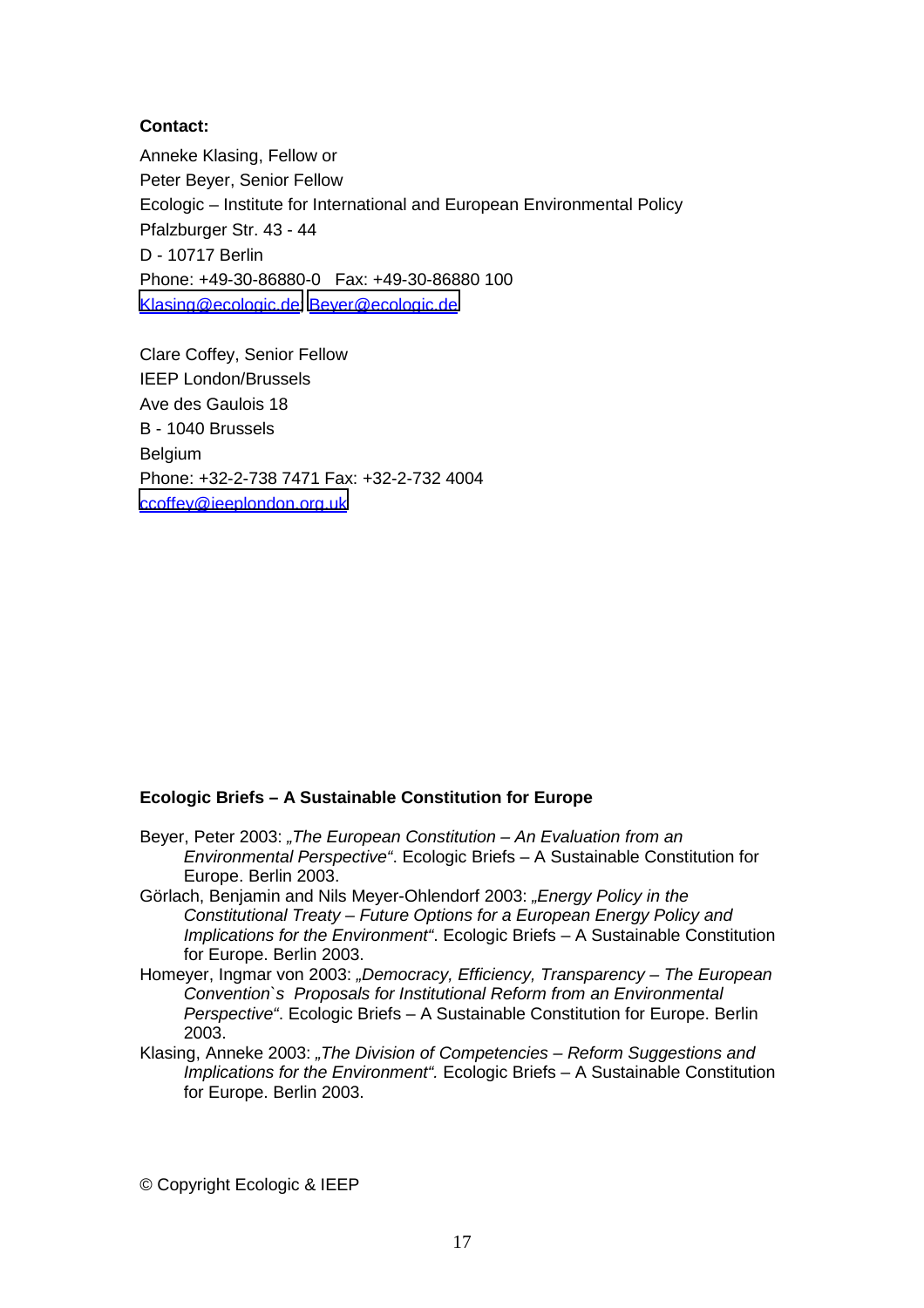**Contact:**

Anneke Klasing, Fellow or
Peter Beyer, Senior Fellow
Ecologic – Institute for International and European Environmental Policy
Pfalzburger Str. 43 - 44
D - 10717 Berlin
Phone: +49-30-86880-0   Fax: +49-30-86880 100
Klasing@ecologic.de, Beyer@ecologic.de

Clare Coffey, Senior Fellow
IEEP London/Brussels
Ave des Gaulois 18
B - 1040 Brussels
Belgium
Phone: +32-2-738 7471 Fax: +32-2-732 4004
ccoffey@ieeplondon.org.uk

**Ecologic Briefs – A Sustainable Constitution for Europe**

Beyer, Peter 2003: *„The European Constitution – An Evaluation from an Environmental Perspective"*. Ecologic Briefs – A Sustainable Constitution for Europe. Berlin 2003.

Görlach, Benjamin and Nils Meyer-Ohlendorf 2003: *„Energy Policy in the Constitutional Treaty – Future Options for a European Energy Policy and Implications for the Environment"*. Ecologic Briefs – A Sustainable Constitution for Europe. Berlin 2003.

Homeyer, Ingmar von 2003: *„Democracy, Efficiency, Transparency – The European Convention`s Proposals for Institutional Reform from an Environmental Perspective"*. Ecologic Briefs – A Sustainable Constitution for Europe. Berlin 2003.

Klasing, Anneke 2003: *„The Division of Competencies – Reform Suggestions and Implications for the Environment".* Ecologic Briefs – A Sustainable Constitution for Europe. Berlin 2003.

© Copyright Ecologic & IEEP